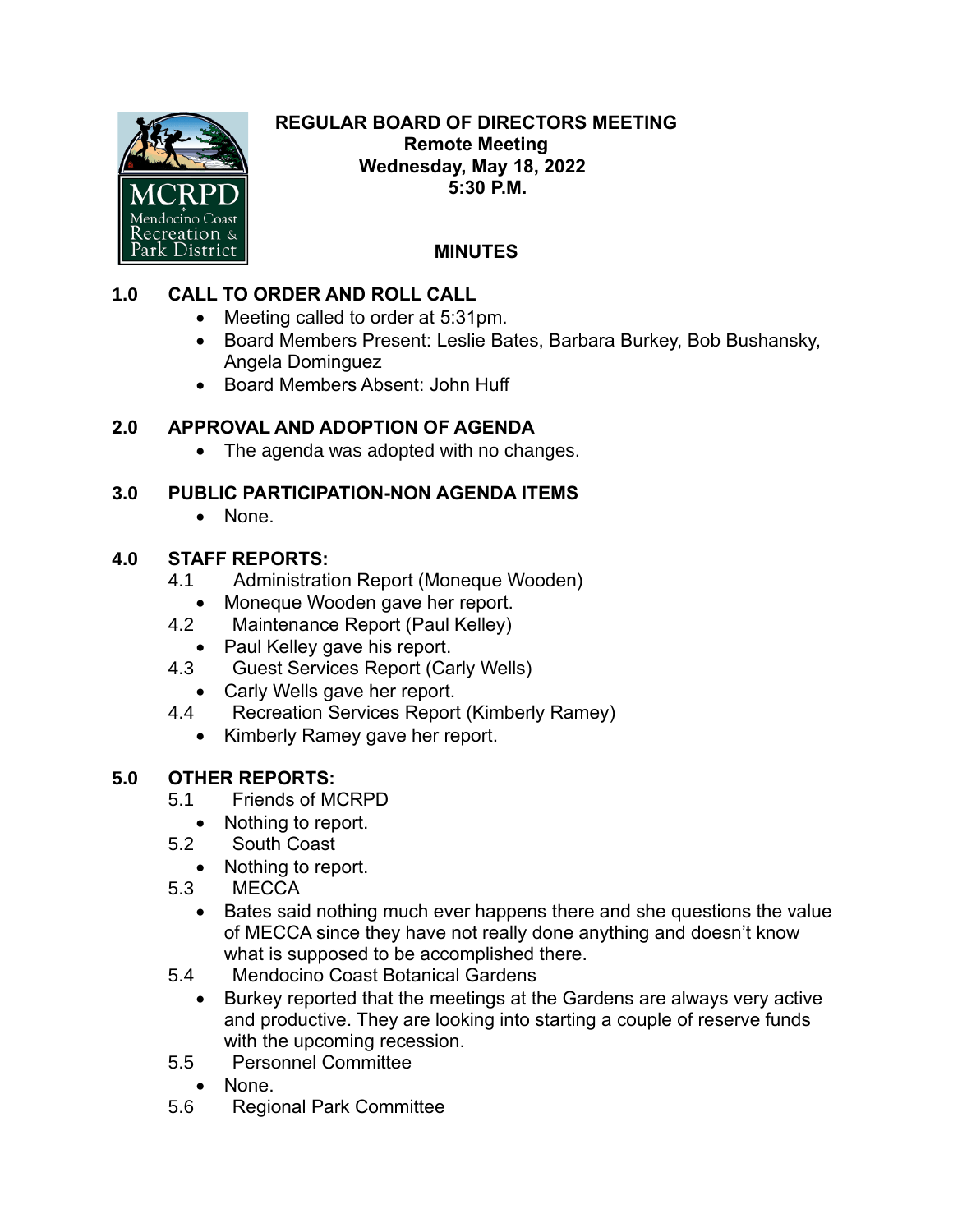# REGULAR BOARD OF DIRECTORS MEETING
**Remote Meeting**
**Wednesday, May 18, 2022**
**5:30 P.M.**

## MINUTES

### 1.0 CALL TO ORDER AND ROLL CALL

- Meeting called to order at 5:31pm.
- Board Members Present: Leslie Bates, Barbara Burkey, Bob Bushansky, Angela Dominguez
- Board Members Absent: John Huff

### 2.0 APPROVAL AND ADOPTION OF AGENDA

- The agenda was adopted with no changes.

### 3.0 PUBLIC PARTICIPATION-NON AGENDA ITEMS

- None.

### 4.0 STAFF REPORTS:

4.1 Administration Report (Moneque Wooden)
- Moneque Wooden gave her report.

4.2 Maintenance Report (Paul Kelley)
- Paul Kelley gave his report.

4.3 Guest Services Report (Carly Wells)
- Carly Wells gave her report.

4.4 Recreation Services Report (Kimberly Ramey)
- Kimberly Ramey gave her report.

### 5.0 OTHER REPORTS:

5.1 Friends of MCRPD
- Nothing to report.

5.2 South Coast
- Nothing to report.

5.3 MECCA
- Bates said nothing much ever happens there and she questions the value of MECCA since they have not really done anything and doesn't know what is supposed to be accomplished there.

5.4 Mendocino Coast Botanical Gardens
- Burkey reported that the meetings at the Gardens are always very active and productive. They are looking into starting a couple of reserve funds with the upcoming recession.

5.5 Personnel Committee
- None.

5.6 Regional Park Committee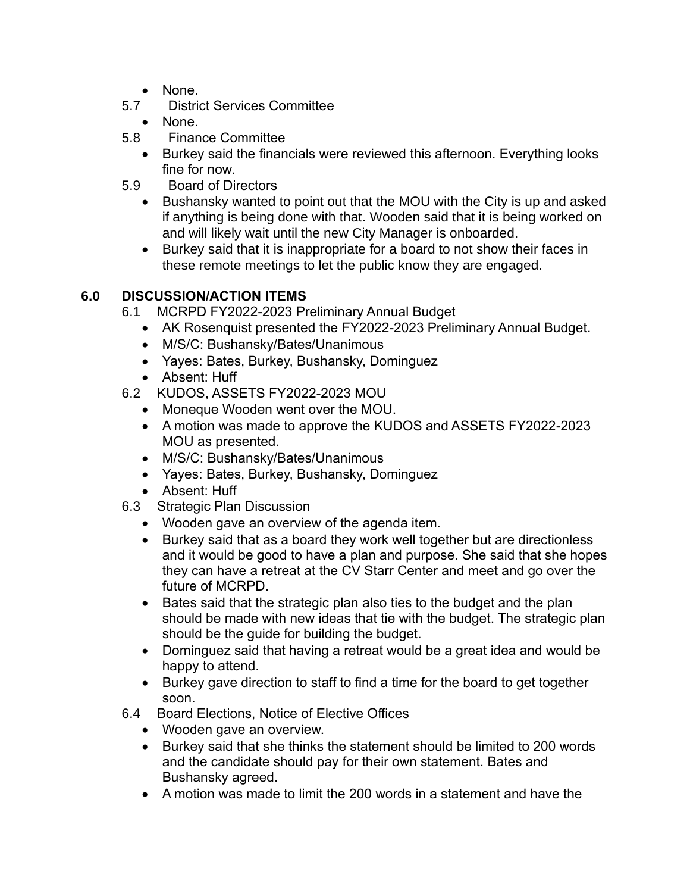- None.

5.7 District Services Committee

- None.

5.8 Finance Committee

- Burkey said the financials were reviewed this afternoon. Everything looks fine for now.

5.9 Board of Directors

- Bushansky wanted to point out that the MOU with the City is up and asked if anything is being done with that. Wooden said that it is being worked on and will likely wait until the new City Manager is onboarded.
- Burkey said that it is inappropriate for a board to not show their faces in these remote meetings to let the public know they are engaged.

## 6.0 DISCUSSION/ACTION ITEMS

6.1 MCRPD FY2022-2023 Preliminary Annual Budget

- AK Rosenquist presented the FY2022-2023 Preliminary Annual Budget.
- M/S/C: Bushansky/Bates/Unanimous
- Yayes: Bates, Burkey, Bushansky, Dominguez
- Absent: Huff

6.2 KUDOS, ASSETS FY2022-2023 MOU

- Moneque Wooden went over the MOU.
- A motion was made to approve the KUDOS and ASSETS FY2022-2023 MOU as presented.
- M/S/C: Bushansky/Bates/Unanimous
- Yayes: Bates, Burkey, Bushansky, Dominguez
- Absent: Huff

6.3 Strategic Plan Discussion

- Wooden gave an overview of the agenda item.
- Burkey said that as a board they work well together but are directionless and it would be good to have a plan and purpose. She said that she hopes they can have a retreat at the CV Starr Center and meet and go over the future of MCRPD.
- Bates said that the strategic plan also ties to the budget and the plan should be made with new ideas that tie with the budget. The strategic plan should be the guide for building the budget.
- Dominguez said that having a retreat would be a great idea and would be happy to attend.
- Burkey gave direction to staff to find a time for the board to get together soon.

6.4 Board Elections, Notice of Elective Offices

- Wooden gave an overview.
- Burkey said that she thinks the statement should be limited to 200 words and the candidate should pay for their own statement. Bates and Bushansky agreed.
- A motion was made to limit the 200 words in a statement and have the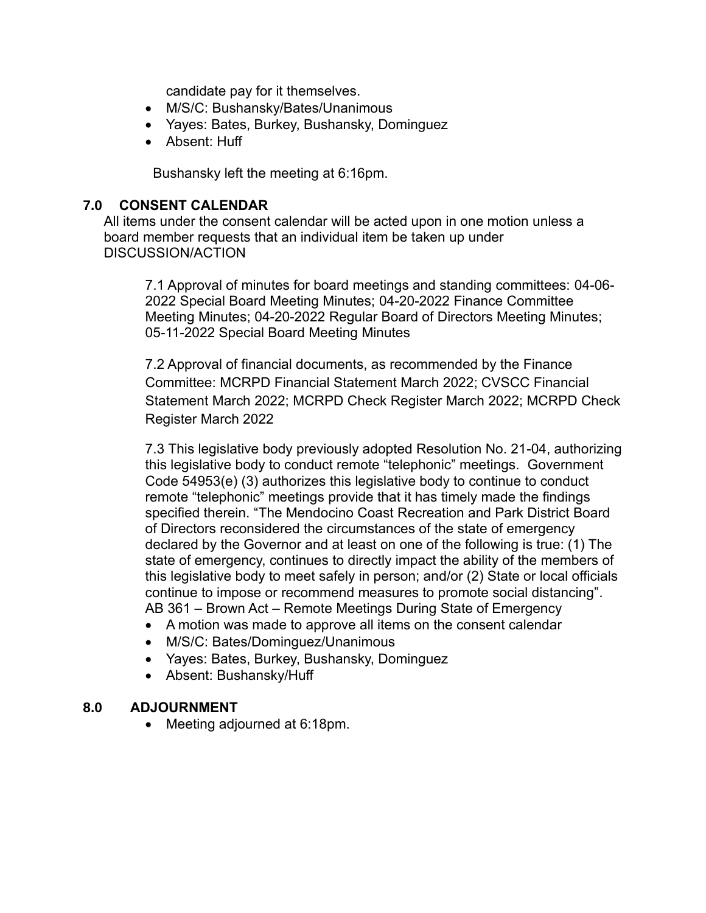candidate pay for it themselves.

- M/S/C: Bushansky/Bates/Unanimous
- Yayes: Bates, Burkey, Bushansky, Dominguez
- Absent: Huff

Bushansky left the meeting at 6:16pm.

## 7.0 CONSENT CALENDAR

All items under the consent calendar will be acted upon in one motion unless a board member requests that an individual item be taken up under DISCUSSION/ACTION

7.1 Approval of minutes for board meetings and standing committees: 04-06-2022 Special Board Meeting Minutes; 04-20-2022 Finance Committee Meeting Minutes; 04-20-2022 Regular Board of Directors Meeting Minutes; 05-11-2022 Special Board Meeting Minutes

7.2 Approval of financial documents, as recommended by the Finance Committee: MCRPD Financial Statement March 2022; CVSCC Financial Statement March 2022; MCRPD Check Register March 2022; MCRPD Check Register March 2022

7.3 This legislative body previously adopted Resolution No. 21-04, authorizing this legislative body to conduct remote "telephonic" meetings. Government Code 54953(e) (3) authorizes this legislative body to continue to conduct remote "telephonic" meetings provide that it has timely made the findings specified therein. "The Mendocino Coast Recreation and Park District Board of Directors reconsidered the circumstances of the state of emergency declared by the Governor and at least on one of the following is true: (1) The state of emergency, continues to directly impact the ability of the members of this legislative body to meet safely in person; and/or (2) State or local officials continue to impose or recommend measures to promote social distancing". AB 361 – Brown Act – Remote Meetings During State of Emergency

- A motion was made to approve all items on the consent calendar
- M/S/C: Bates/Dominguez/Unanimous
- Yayes: Bates, Burkey, Bushansky, Dominguez
- Absent: Bushansky/Huff

## 8.0 ADJOURNMENT

- Meeting adjourned at 6:18pm.